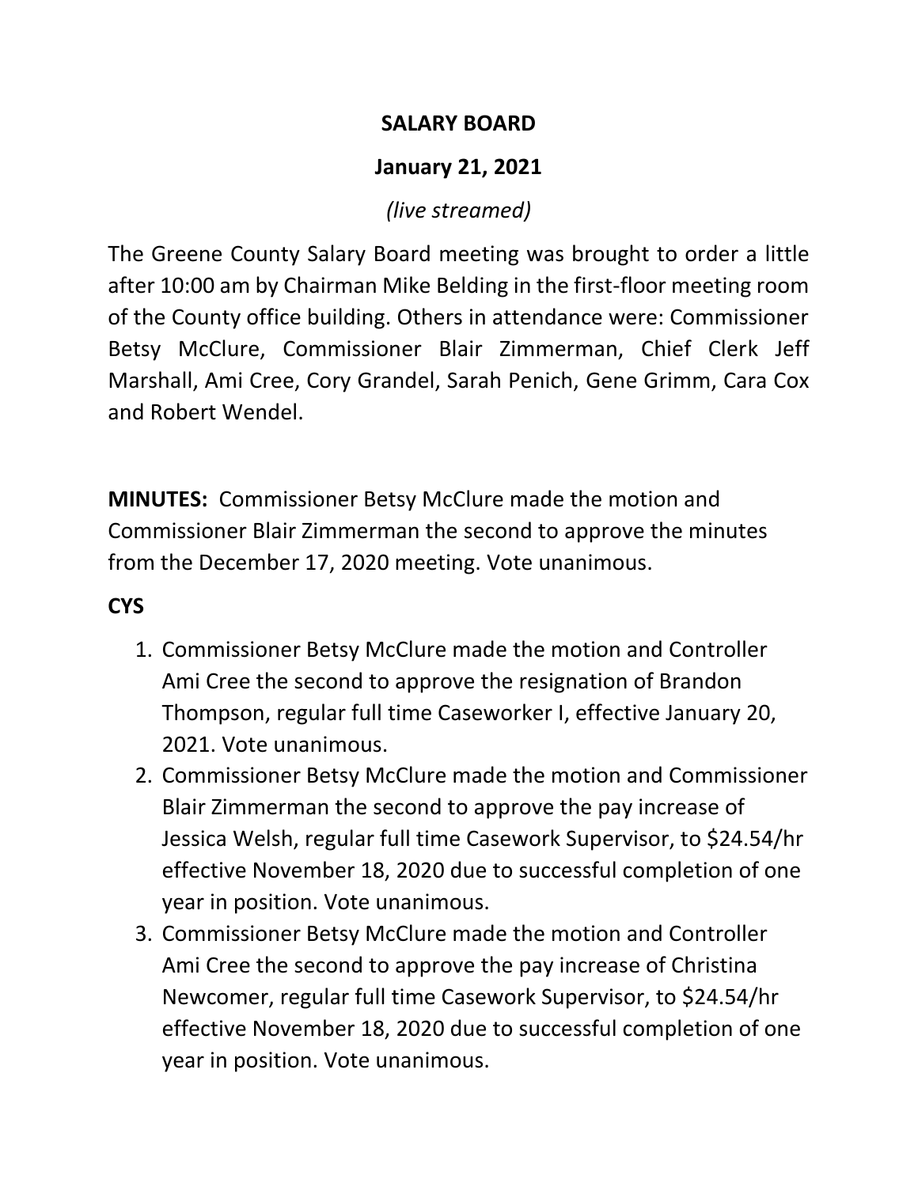# SALARY BOARD

## January 21, 2021

*(live streamed)*

The Greene County Salary Board meeting was brought to order a little after 10:00 am by Chairman Mike Belding in the first-floor meeting room of the County office building. Others in attendance were: Commissioner Betsy McClure, Commissioner Blair Zimmerman, Chief Clerk Jeff Marshall, Ami Cree, Cory Grandel, Sarah Penich, Gene Grimm, Cara Cox and Robert Wendel.

**MINUTES:** Commissioner Betsy McClure made the motion and Commissioner Blair Zimmerman the second to approve the minutes from the December 17, 2020 meeting. Vote unanimous.

**CYS**

1. Commissioner Betsy McClure made the motion and Controller Ami Cree the second to approve the resignation of Brandon Thompson, regular full time Caseworker I, effective January 20, 2021. Vote unanimous.
2. Commissioner Betsy McClure made the motion and Commissioner Blair Zimmerman the second to approve the pay increase of Jessica Welsh, regular full time Casework Supervisor, to $24.54/hr effective November 18, 2020 due to successful completion of one year in position. Vote unanimous.
3. Commissioner Betsy McClure made the motion and Controller Ami Cree the second to approve the pay increase of Christina Newcomer, regular full time Casework Supervisor, to $24.54/hr effective November 18, 2020 due to successful completion of one year in position. Vote unanimous.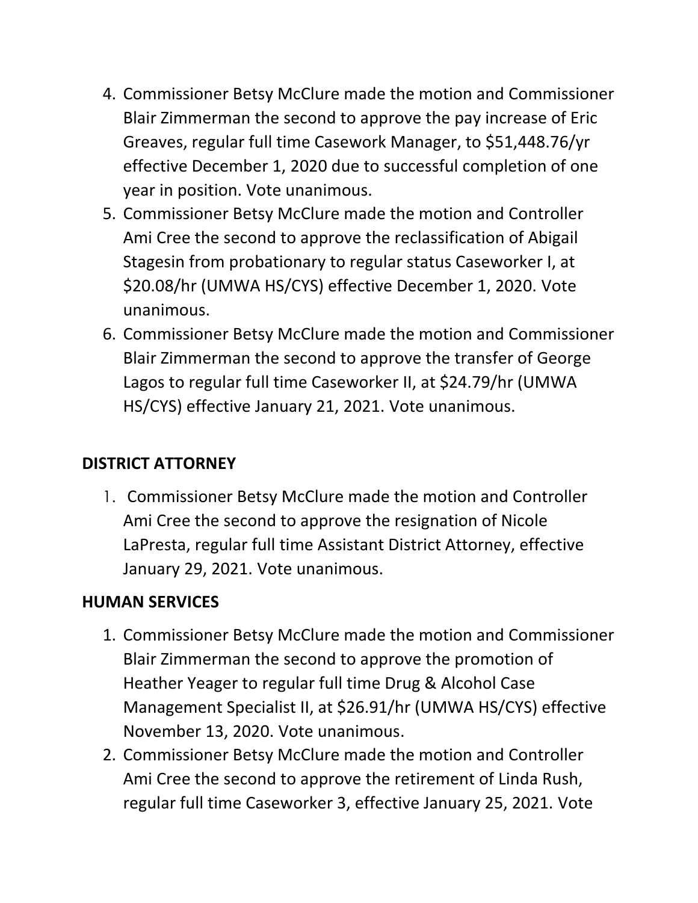4. Commissioner Betsy McClure made the motion and Commissioner Blair Zimmerman the second to approve the pay increase of Eric Greaves, regular full time Casework Manager, to $51,448.76/yr effective December 1, 2020 due to successful completion of one year in position. Vote unanimous.
5. Commissioner Betsy McClure made the motion and Controller Ami Cree the second to approve the reclassification of Abigail Stagesin from probationary to regular status Caseworker I, at $20.08/hr (UMWA HS/CYS) effective December 1, 2020. Vote unanimous.
6. Commissioner Betsy McClure made the motion and Commissioner Blair Zimmerman the second to approve the transfer of George Lagos to regular full time Caseworker II, at $24.79/hr (UMWA HS/CYS) effective January 21, 2021. Vote unanimous.

**DISTRICT ATTORNEY**

1. Commissioner Betsy McClure made the motion and Controller Ami Cree the second to approve the resignation of Nicole LaPresta, regular full time Assistant District Attorney, effective January 29, 2021. Vote unanimous.

**HUMAN SERVICES**

1. Commissioner Betsy McClure made the motion and Commissioner Blair Zimmerman the second to approve the promotion of Heather Yeager to regular full time Drug & Alcohol Case Management Specialist II, at $26.91/hr (UMWA HS/CYS) effective November 13, 2020. Vote unanimous.
2. Commissioner Betsy McClure made the motion and Controller Ami Cree the second to approve the retirement of Linda Rush, regular full time Caseworker 3, effective January 25, 2021. Vote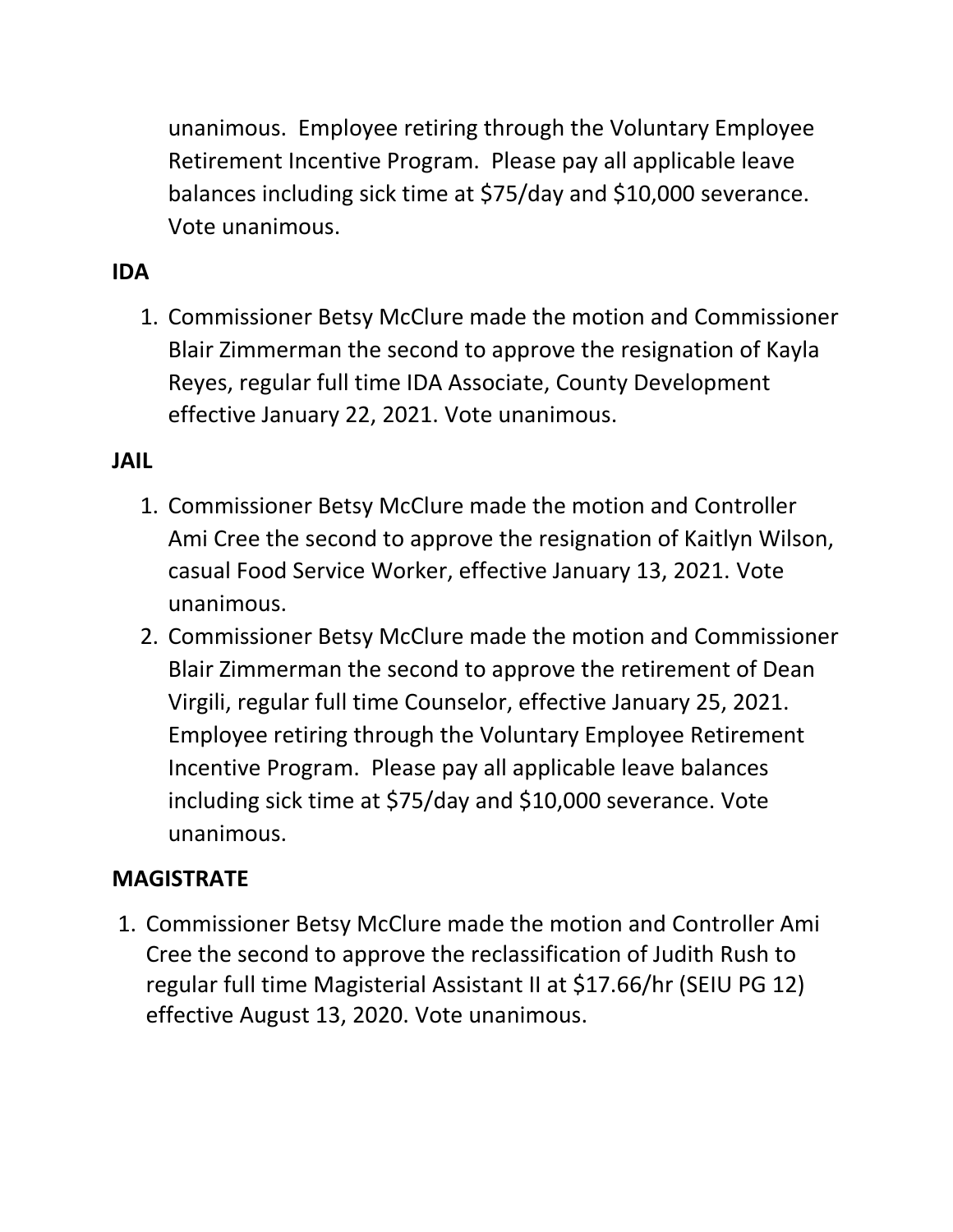unanimous. Employee retiring through the Voluntary Employee Retirement Incentive Program. Please pay all applicable leave balances including sick time at $75/day and $10,000 severance. Vote unanimous.

**IDA**

1. Commissioner Betsy McClure made the motion and Commissioner Blair Zimmerman the second to approve the resignation of Kayla Reyes, regular full time IDA Associate, County Development effective January 22, 2021. Vote unanimous.

**JAIL**

1. Commissioner Betsy McClure made the motion and Controller Ami Cree the second to approve the resignation of Kaitlyn Wilson, casual Food Service Worker, effective January 13, 2021. Vote unanimous.
2. Commissioner Betsy McClure made the motion and Commissioner Blair Zimmerman the second to approve the retirement of Dean Virgili, regular full time Counselor, effective January 25, 2021. Employee retiring through the Voluntary Employee Retirement Incentive Program. Please pay all applicable leave balances including sick time at $75/day and $10,000 severance. Vote unanimous.

**MAGISTRATE**

1. Commissioner Betsy McClure made the motion and Controller Ami Cree the second to approve the reclassification of Judith Rush to regular full time Magisterial Assistant II at $17.66/hr (SEIU PG 12) effective August 13, 2020. Vote unanimous.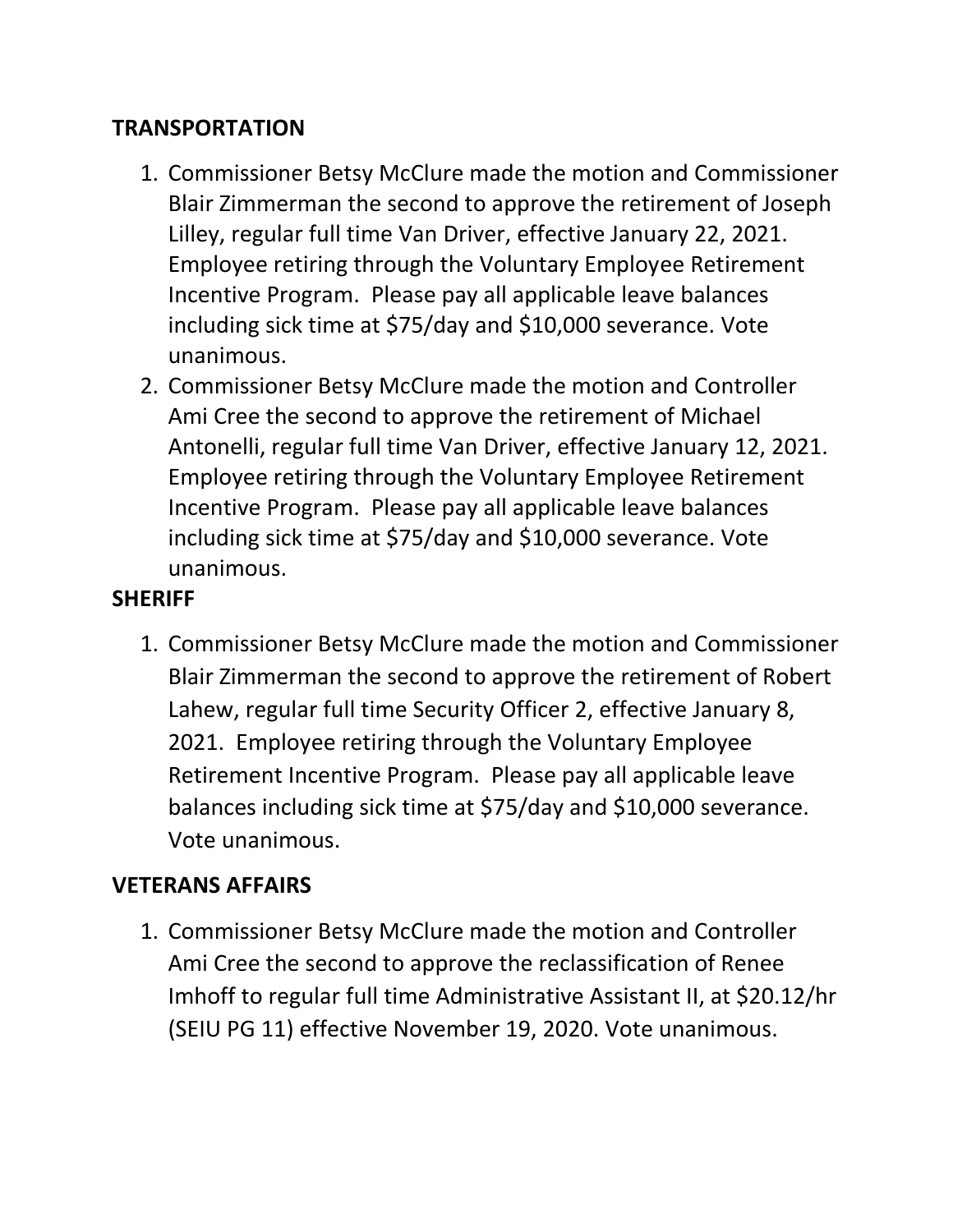**TRANSPORTATION**

1. Commissioner Betsy McClure made the motion and Commissioner Blair Zimmerman the second to approve the retirement of Joseph Lilley, regular full time Van Driver, effective January 22, 2021. Employee retiring through the Voluntary Employee Retirement Incentive Program. Please pay all applicable leave balances including sick time at $75/day and $10,000 severance. Vote unanimous.
2. Commissioner Betsy McClure made the motion and Controller Ami Cree the second to approve the retirement of Michael Antonelli, regular full time Van Driver, effective January 12, 2021. Employee retiring through the Voluntary Employee Retirement Incentive Program. Please pay all applicable leave balances including sick time at $75/day and $10,000 severance. Vote unanimous.

**SHERIFF**

1. Commissioner Betsy McClure made the motion and Commissioner Blair Zimmerman the second to approve the retirement of Robert Lahew, regular full time Security Officer 2, effective January 8, 2021. Employee retiring through the Voluntary Employee Retirement Incentive Program. Please pay all applicable leave balances including sick time at $75/day and $10,000 severance. Vote unanimous.

**VETERANS AFFAIRS**

1. Commissioner Betsy McClure made the motion and Controller Ami Cree the second to approve the reclassification of Renee Imhoff to regular full time Administrative Assistant II, at $20.12/hr (SEIU PG 11) effective November 19, 2020. Vote unanimous.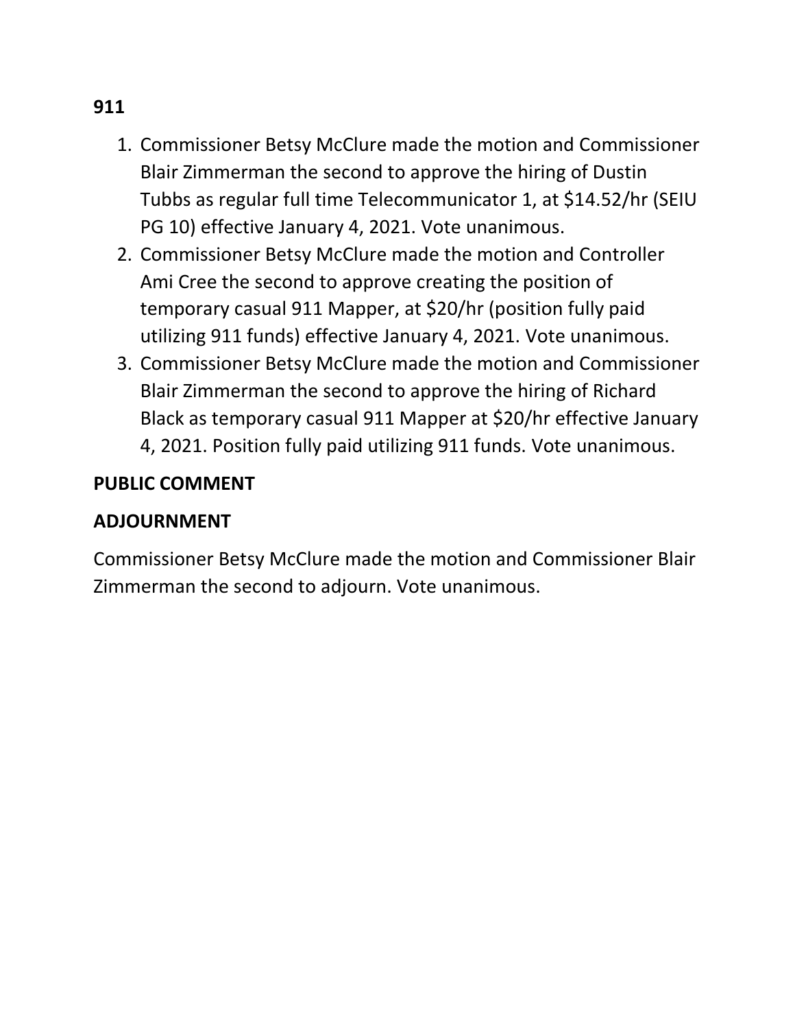**911**

1. Commissioner Betsy McClure made the motion and Commissioner Blair Zimmerman the second to approve the hiring of Dustin Tubbs as regular full time Telecommunicator 1, at $14.52/hr (SEIU PG 10) effective January 4, 2021. Vote unanimous.
2. Commissioner Betsy McClure made the motion and Controller Ami Cree the second to approve creating the position of temporary casual 911 Mapper, at $20/hr (position fully paid utilizing 911 funds) effective January 4, 2021. Vote unanimous.
3. Commissioner Betsy McClure made the motion and Commissioner Blair Zimmerman the second to approve the hiring of Richard Black as temporary casual 911 Mapper at $20/hr effective January 4, 2021. Position fully paid utilizing 911 funds. Vote unanimous.

**PUBLIC COMMENT**

**ADJOURNMENT**

Commissioner Betsy McClure made the motion and Commissioner Blair Zimmerman the second to adjourn. Vote unanimous.